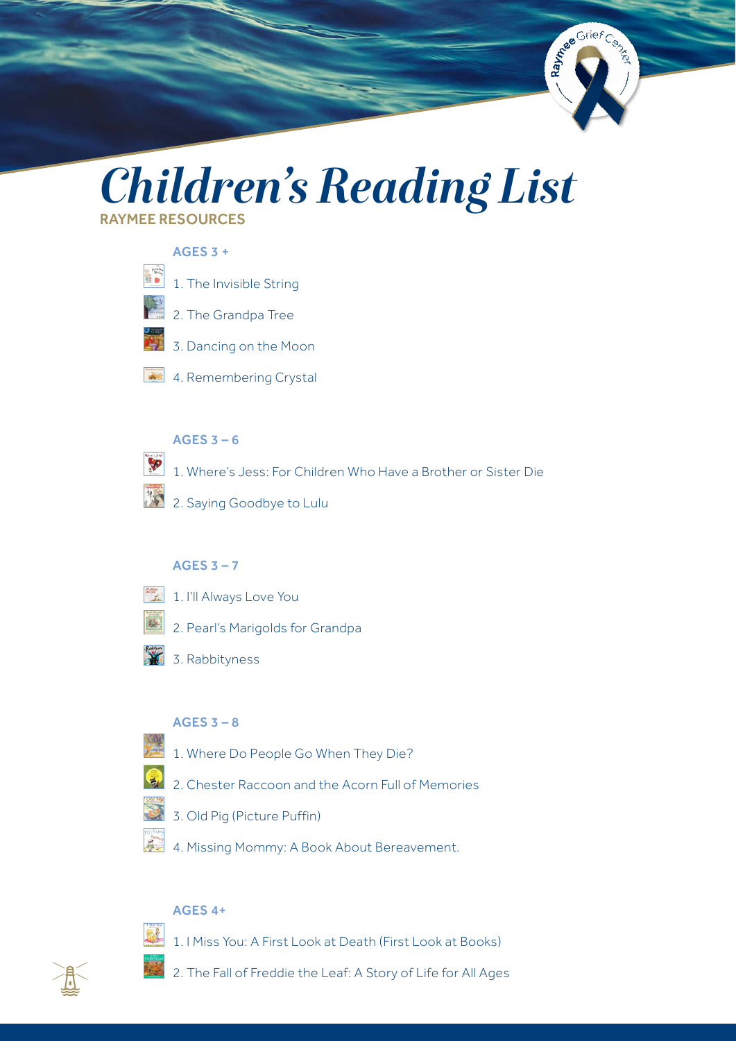# Children's Reading List

RAYMEE RESOURCES

### AGES 3 +

1. The Invisible String
2. The Grandpa Tree
3. Dancing on the Moon
4. Remembering Crystal

### AGES 3 – 6

1. Where's Jess: For Children Who Have a Brother or Sister Die
2. Saying Goodbye to Lulu

### AGES 3 – 7

1. I'll Always Love You
2. Pearl's Marigolds for Grandpa
3. Rabbityness

### AGES 3 – 8

1. Where Do People Go When They Die?
2. Chester Raccoon and the Acorn Full of Memories
3. Old Pig (Picture Puffin)
4. Missing Mommy: A Book About Bereavement.

### AGES 4+

1. I Miss You: A First Look at Death (First Look at Books)
2. The Fall of Freddie the Leaf: A Story of Life for All Ages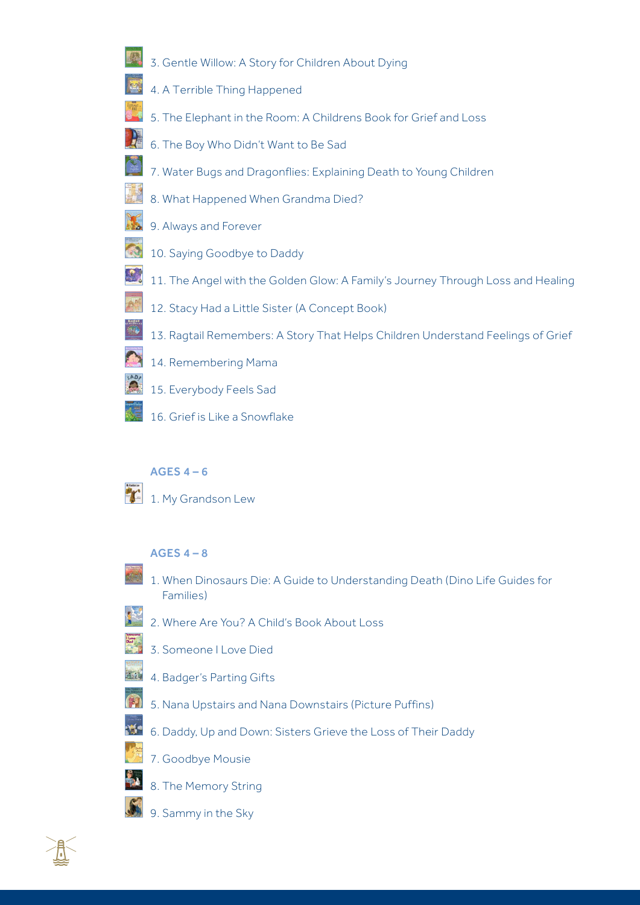3. Gentle Willow: A Story for Children About Dying
4. A Terrible Thing Happened
5. The Elephant in the Room: A Childrens Book for Grief and Loss
6. The Boy Who Didn't Want to Be Sad
7. Water Bugs and Dragonflies: Explaining Death to Young Children
8. What Happened When Grandma Died?
9. Always and Forever
10. Saying Goodbye to Daddy
11. The Angel with the Golden Glow: A Family's Journey Through Loss and Healing
12. Stacy Had a Little Sister (A Concept Book)
13. Ragtail Remembers: A Story That Helps Children Understand Feelings of Grief
14. Remembering Mama
15. Everybody Feels Sad
16. Grief is Like a Snowflake

### AGES 4 – 6

1. My Grandson Lew

### AGES 4 – 8

1. When Dinosaurs Die: A Guide to Understanding Death (Dino Life Guides for Families)
2. Where Are You? A Child's Book About Loss
3. Someone I Love Died
4. Badger's Parting Gifts
5. Nana Upstairs and Nana Downstairs (Picture Puffins)
6. Daddy, Up and Down: Sisters Grieve the Loss of Their Daddy
7. Goodbye Mousie
8. The Memory String
9. Sammy in the Sky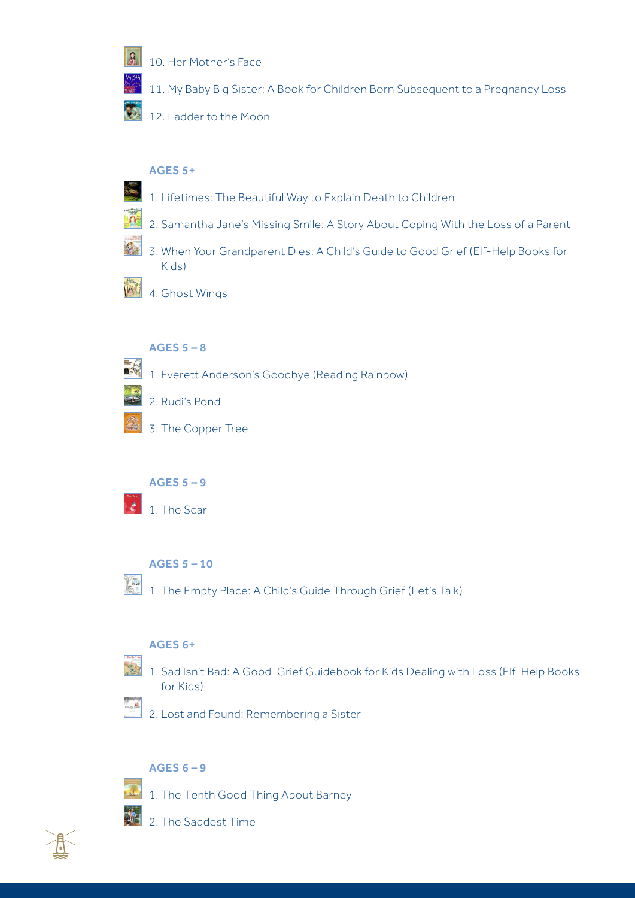10. Her Mother's Face

11. My Baby Big Sister: A Book for Children Born Subsequent to a Pregnancy Loss

12. Ladder to the Moon

### AGES 5+

1. Lifetimes: The Beautiful Way to Explain Death to Children
2. Samantha Jane's Missing Smile: A Story About Coping With the Loss of a Parent
3. When Your Grandparent Dies: A Child's Guide to Good Grief (Elf-Help Books for Kids)
4. Ghost Wings

### AGES 5 – 8

1. Everett Anderson's Goodbye (Reading Rainbow)
2. Rudi's Pond
3. The Copper Tree

### AGES 5 – 9

1. The Scar

### AGES 5 – 10

1. The Empty Place: A Child's Guide Through Grief (Let's Talk)

### AGES 6+

1. Sad Isn't Bad: A Good-Grief Guidebook for Kids Dealing with Loss (Elf-Help Books for Kids)
2. Lost and Found: Remembering a Sister

### AGES 6 – 9

1. The Tenth Good Thing About Barney
2. The Saddest Time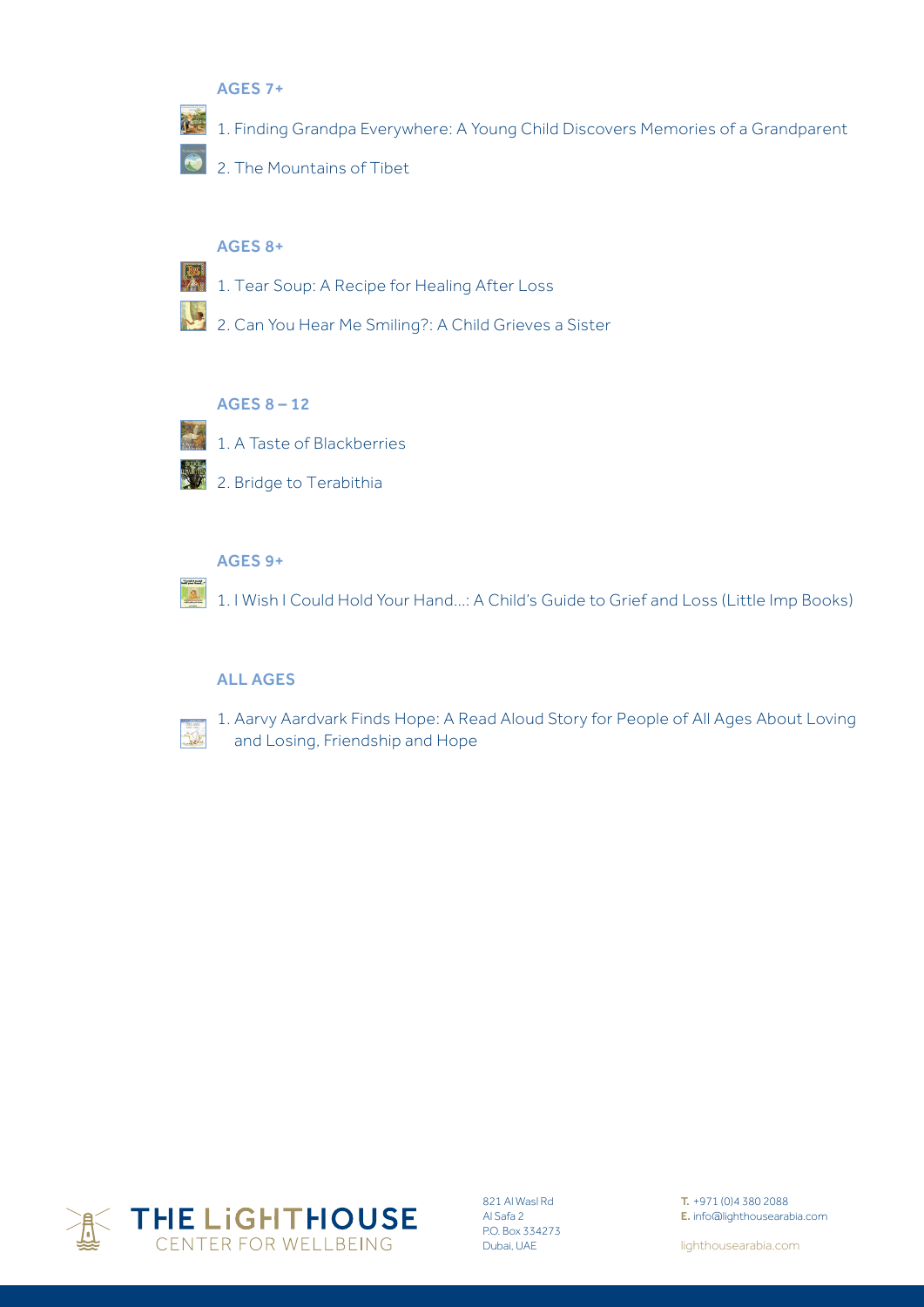### AGES 7+

1. Finding Grandpa Everywhere: A Young Child Discovers Memories of a Grandparent
2. The Mountains of Tibet

### AGES 8+

1. Tear Soup: A Recipe for Healing After Loss
2. Can You Hear Me Smiling?: A Child Grieves a Sister

### AGES 8 – 12

1. A Taste of Blackberries
2. Bridge to Terabithia

### AGES 9+

1. I Wish I Could Hold Your Hand...: A Child's Guide to Grief and Loss (Little Imp Books)

### ALL AGES

1. Aarvy Aardvark Finds Hope: A Read Aloud Story for People of All Ages About Loving and Losing, Friendship and Hope

THE LiGHTHOUSE
CENTER FOR WELLBEING

821 Al Wasl Rd
Al Safa 2
P.O. Box 334273
Dubai, UAE

**T.** +971 (0)4 380 2088
**E.** info@lighthousearabia.com

lighthousearabia.com